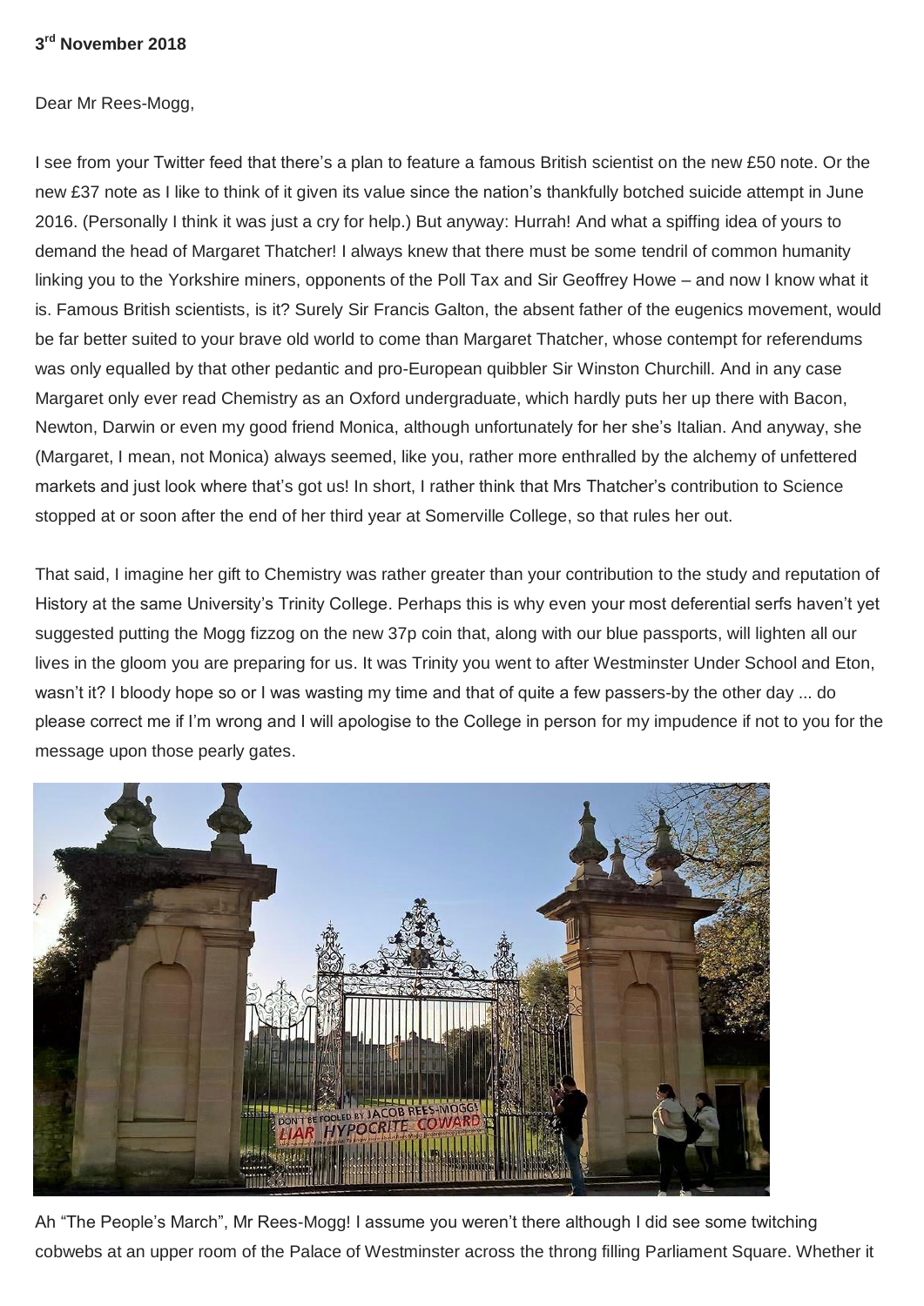**3rd November 2018**

Dear Mr Rees-Mogg,

I see from your Twitter feed that there's a plan to feature a famous British scientist on the new £50 note. Or the new £37 note as I like to think of it given its value since the nation's thankfully botched suicide attempt in June 2016. (Personally I think it was just a cry for help.) But anyway: Hurrah! And what a spiffing idea of yours to demand the head of Margaret Thatcher! I always knew that there must be some tendril of common humanity linking you to the Yorkshire miners, opponents of the Poll Tax and Sir Geoffrey Howe – and now I know what it is. Famous British scientists, is it? Surely Sir Francis Galton, the absent father of the eugenics movement, would be far better suited to your brave old world to come than Margaret Thatcher, whose contempt for referendums was only equalled by that other pedantic and pro-European quibbler Sir Winston Churchill. And in any case Margaret only ever read Chemistry as an Oxford undergraduate, which hardly puts her up there with Bacon, Newton, Darwin or even my good friend Monica, although unfortunately for her she's Italian. And anyway, she (Margaret, I mean, not Monica) always seemed, like you, rather more enthralled by the alchemy of unfettered markets and just look where that's got us! In short, I rather think that Mrs Thatcher's contribution to Science stopped at or soon after the end of her third year at Somerville College, so that rules her out.

That said, I imagine her gift to Chemistry was rather greater than your contribution to the study and reputation of History at the same University's Trinity College. Perhaps this is why even your most deferential serfs haven't yet suggested putting the Mogg fizzog on the new 37p coin that, along with our blue passports, will lighten all our lives in the gloom you are preparing for us. It was Trinity you went to after Westminster Under School and Eton, wasn't it? I bloody hope so or I was wasting my time and that of quite a few passers-by the other day ... do please correct me if I'm wrong and I will apologise to the College in person for my impudence if not to you for the message upon those pearly gates.

Ah "The People's March", Mr Rees-Mogg! I assume you weren't there although I did see some twitching cobwebs at an upper room of the Palace of Westminster across the throng filling Parliament Square. Whether it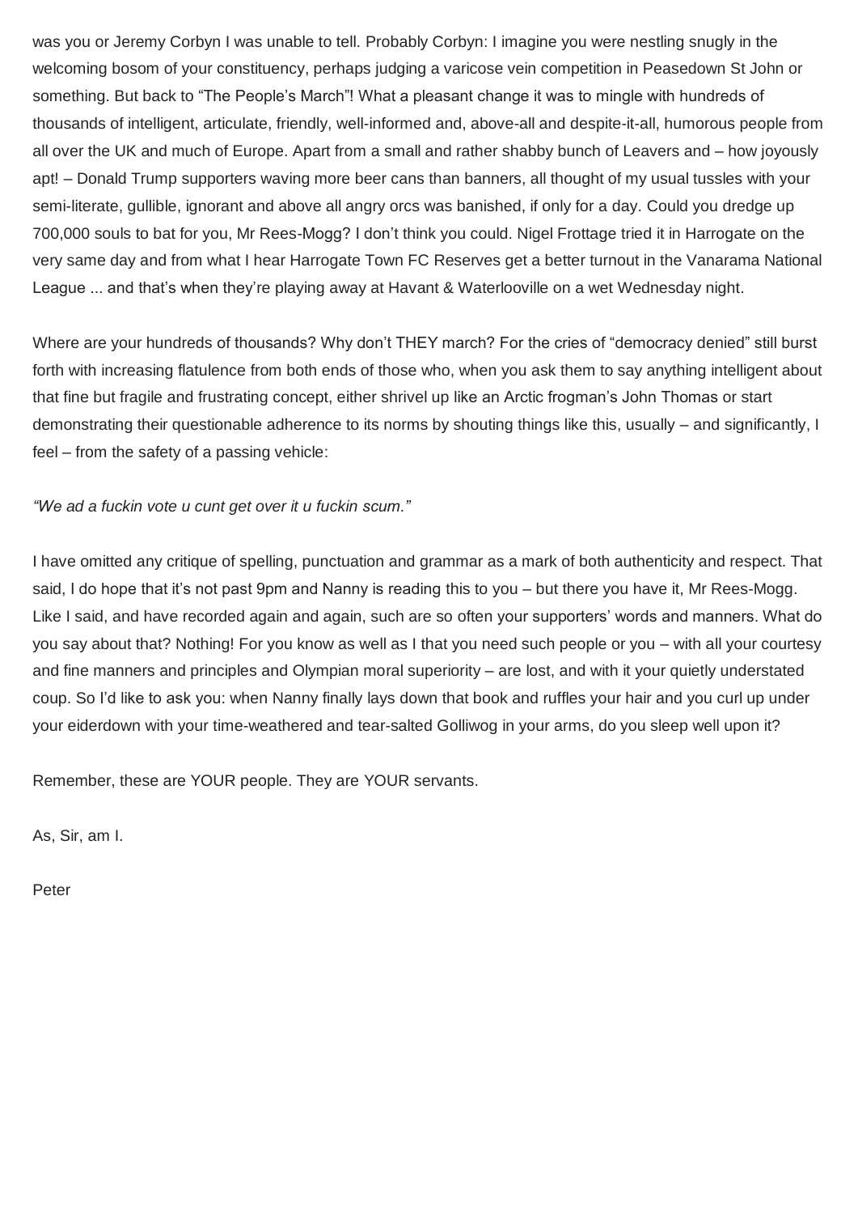was you or Jeremy Corbyn I was unable to tell. Probably Corbyn: I imagine you were nestling snugly in the welcoming bosom of your constituency, perhaps judging a varicose vein competition in Peasedown St John or something. But back to "The People's March"! What a pleasant change it was to mingle with hundreds of thousands of intelligent, articulate, friendly, well-informed and, above-all and despite-it-all, humorous people from all over the UK and much of Europe. Apart from a small and rather shabby bunch of Leavers and – how joyously apt! – Donald Trump supporters waving more beer cans than banners, all thought of my usual tussles with your semi-literate, gullible, ignorant and above all angry orcs was banished, if only for a day. Could you dredge up 700,000 souls to bat for you, Mr Rees-Mogg? I don't think you could. Nigel Frottage tried it in Harrogate on the very same day and from what I hear Harrogate Town FC Reserves get a better turnout in the Vanarama National League ... and that's when they're playing away at Havant & Waterlooville on a wet Wednesday night.

Where are your hundreds of thousands? Why don't THEY march? For the cries of "democracy denied" still burst forth with increasing flatulence from both ends of those who, when you ask them to say anything intelligent about that fine but fragile and frustrating concept, either shrivel up like an Arctic frogman's John Thomas or start demonstrating their questionable adherence to its norms by shouting things like this, usually – and significantly, I feel – from the safety of a passing vehicle:

*"We ad a fuckin vote u cunt get over it u fuckin scum."*

I have omitted any critique of spelling, punctuation and grammar as a mark of both authenticity and respect. That said, I do hope that it's not past 9pm and Nanny is reading this to you – but there you have it, Mr Rees-Mogg. Like I said, and have recorded again and again, such are so often your supporters' words and manners. What do you say about that? Nothing! For you know as well as I that you need such people or you – with all your courtesy and fine manners and principles and Olympian moral superiority – are lost, and with it your quietly understated coup. So I'd like to ask you: when Nanny finally lays down that book and ruffles your hair and you curl up under your eiderdown with your time-weathered and tear-salted Golliwog in your arms, do you sleep well upon it?

Remember, these are YOUR people. They are YOUR servants.

As, Sir, am I.

Peter